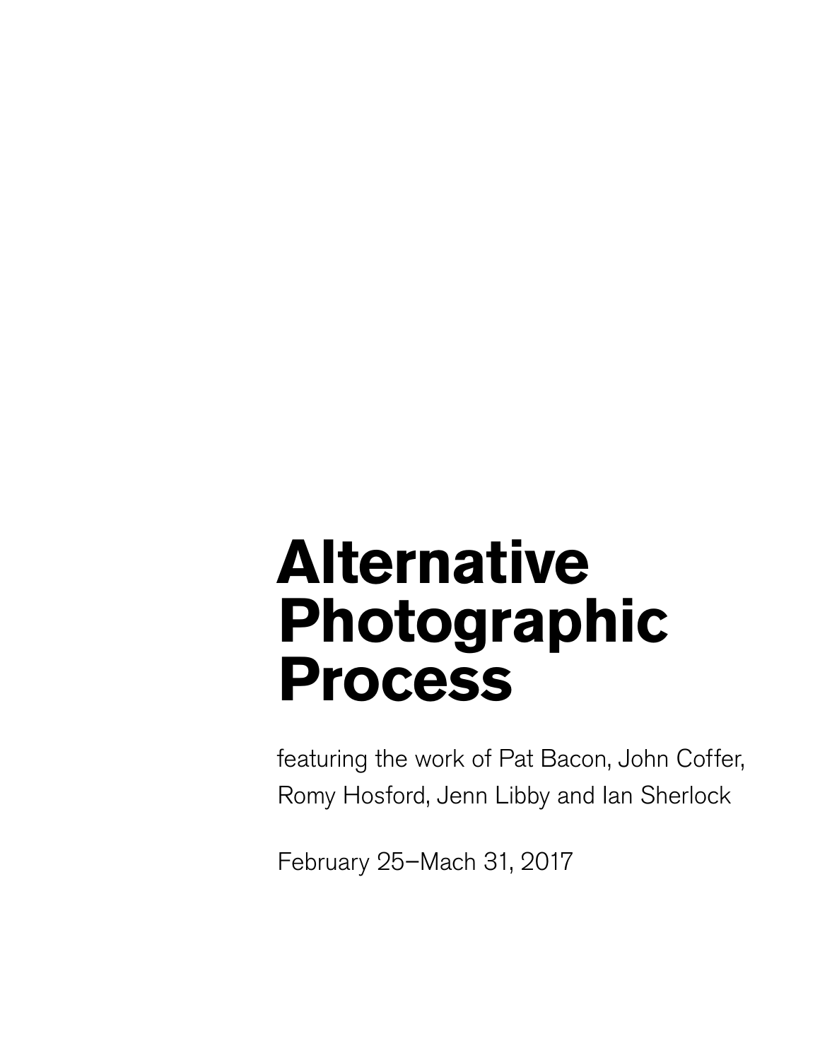# Alternative Photographic Process

featuring the work of Pat Bacon, John Coffer, Romy Hosford, Jenn Libby and Ian Sherlock

February 25–Mach 31, 2017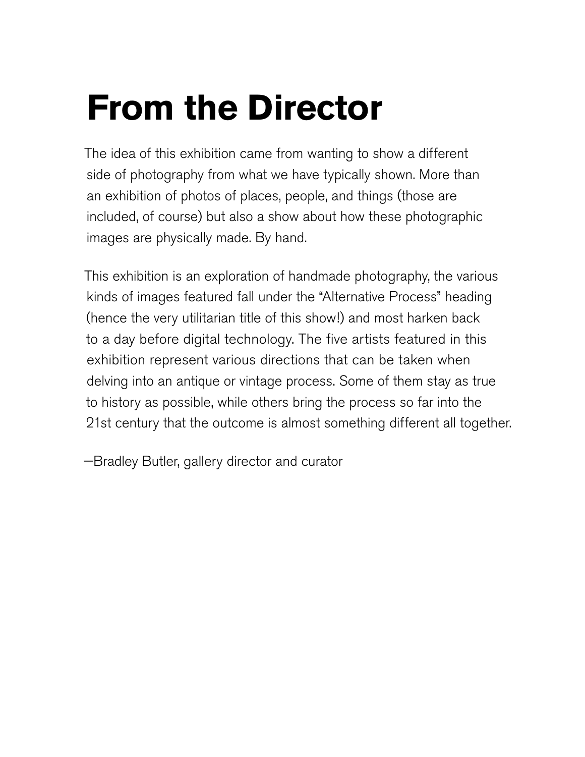# From the Director

The idea of this exhibition came from wanting to show a different side of photography from what we have typically shown. More than an exhibition of photos of places, people, and things (those are included, of course) but also a show about how these photographic images are physically made. By hand.

This exhibition is an exploration of handmade photography, the various kinds of images featured fall under the "Alternative Process" heading (hence the very utilitarian title of this show!) and most harken back to a day before digital technology. The five artists featured in this exhibition represent various directions that can be taken when delving into an antique or vintage process. Some of them stay as true to history as possible, while others bring the process so far into the 21st century that the outcome is almost something different all together.

—Bradley Butler, gallery director and curator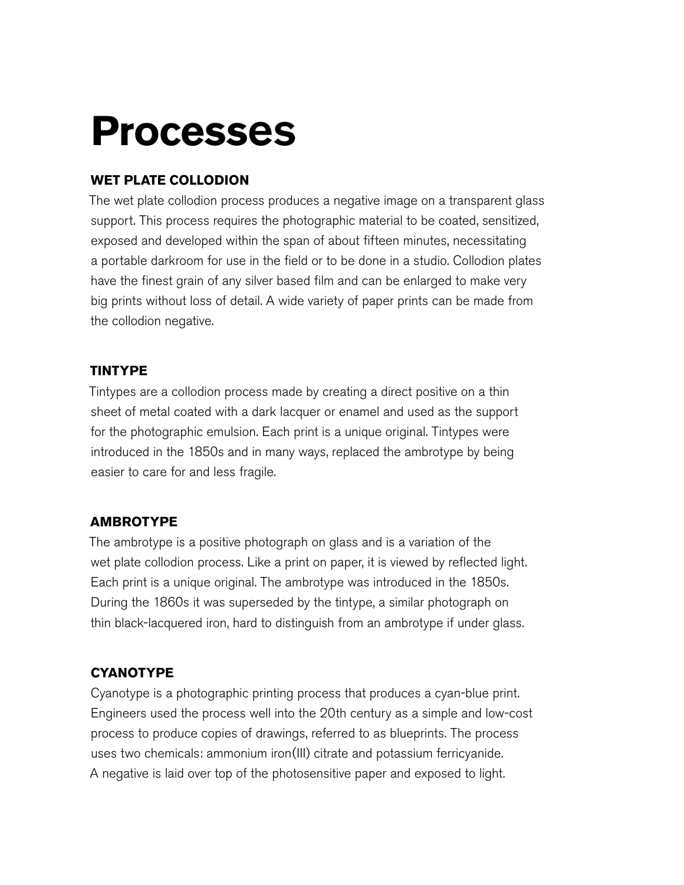# Processes

## WET PLATE COLLODION

The wet plate collodion process produces a negative image on a transparent glass support. This process requires the photographic material to be coated, sensitized, exposed and developed within the span of about fifteen minutes, necessitating a portable darkroom for use in the field or to be done in a studio. Collodion plates have the finest grain of any silver based film and can be enlarged to make very big prints without loss of detail. A wide variety of paper prints can be made from the collodion negative.

## TINTYPE

Tintypes are a collodion process made by creating a direct positive on a thin sheet of metal coated with a dark lacquer or enamel and used as the support for the photographic emulsion. Each print is a unique original. Tintypes were introduced in the 1850s and in many ways, replaced the ambrotype by being easier to care for and less fragile.

## AMBROTYPE

The ambrotype is a positive photograph on glass and is a variation of the wet plate collodion process. Like a print on paper, it is viewed by reflected light. Each print is a unique original. The ambrotype was introduced in the 1850s. During the 1860s it was superseded by the tintype, a similar photograph on thin black-lacquered iron, hard to distinguish from an ambrotype if under glass.

## CYANOTYPE

Cyanotype is a photographic printing process that produces a cyan-blue print. Engineers used the process well into the 20th century as a simple and low-cost process to produce copies of drawings, referred to as blueprints. The process uses two chemicals: ammonium iron(III) citrate and potassium ferricyanide. A negative is laid over top of the photosensitive paper and exposed to light.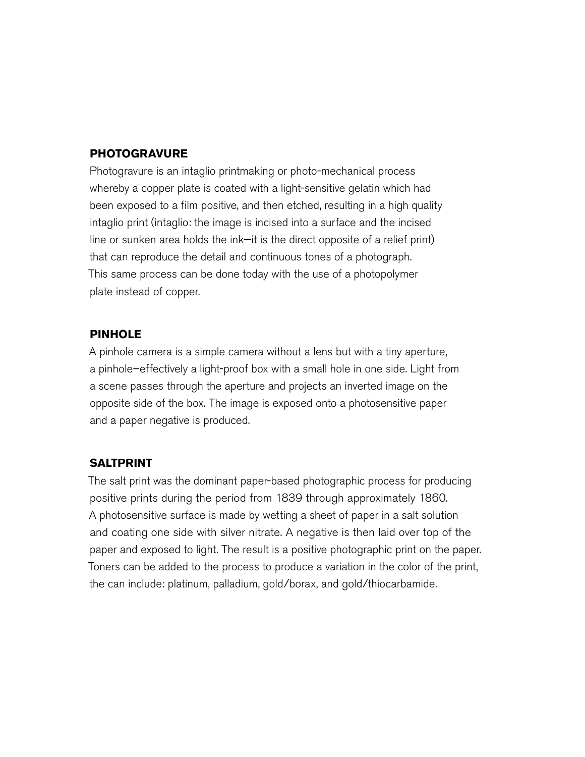## PHOTOGRAVURE

Photogravure is an intaglio printmaking or photo-mechanical process whereby a copper plate is coated with a light-sensitive gelatin which had been exposed to a film positive, and then etched, resulting in a high quality intaglio print (intaglio: the image is incised into a surface and the incised line or sunken area holds the ink—it is the direct opposite of a relief print) that can reproduce the detail and continuous tones of a photograph. This same process can be done today with the use of a photopolymer plate instead of copper.

## PINHOLE

A pinhole camera is a simple camera without a lens but with a tiny aperture, a pinhole—effectively a light-proof box with a small hole in one side. Light from a scene passes through the aperture and projects an inverted image on the opposite side of the box. The image is exposed onto a photosensitive paper and a paper negative is produced.

## SALTPRINT

The salt print was the dominant paper-based photographic process for producing positive prints during the period from 1839 through approximately 1860. A photosensitive surface is made by wetting a sheet of paper in a salt solution and coating one side with silver nitrate. A negative is then laid over top of the paper and exposed to light. The result is a positive photographic print on the paper. Toners can be added to the process to produce a variation in the color of the print, the can include: platinum, palladium, gold/borax, and gold/thiocarbamide.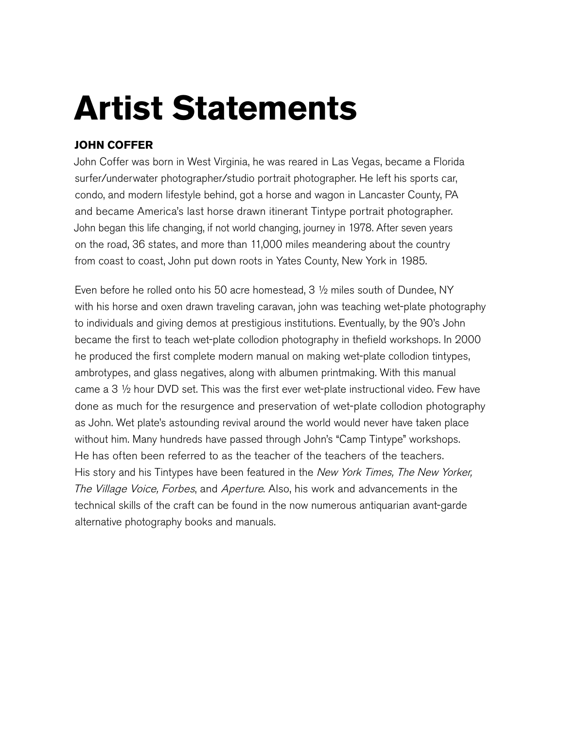# Artist Statements

**JOHN COFFER**

John Coffer was born in West Virginia, he was reared in Las Vegas, became a Florida surfer/underwater photographer/studio portrait photographer. He left his sports car, condo, and modern lifestyle behind, got a horse and wagon in Lancaster County, PA and became America's last horse drawn itinerant Tintype portrait photographer. John began this life changing, if not world changing, journey in 1978. After seven years on the road, 36 states, and more than 11,000 miles meandering about the country from coast to coast, John put down roots in Yates County, New York in 1985.

Even before he rolled onto his 50 acre homestead, 3 ½ miles south of Dundee, NY with his horse and oxen drawn traveling caravan, john was teaching wet-plate photography to individuals and giving demos at prestigious institutions. Eventually, by the 90's John became the first to teach wet-plate collodion photography in thefield workshops. In 2000 he produced the first complete modern manual on making wet-plate collodion tintypes, ambrotypes, and glass negatives, along with albumen printmaking. With this manual came a 3 ½ hour DVD set. This was the first ever wet-plate instructional video. Few have done as much for the resurgence and preservation of wet-plate collodion photography as John. Wet plate's astounding revival around the world would never have taken place without him. Many hundreds have passed through John's "Camp Tintype" workshops. He has often been referred to as the teacher of the teachers of the teachers. His story and his Tintypes have been featured in the *New York Times, The New Yorker, The Village Voice, Forbes*, and *Aperture*. Also, his work and advancements in the technical skills of the craft can be found in the now numerous antiquarian avant-garde alternative photography books and manuals.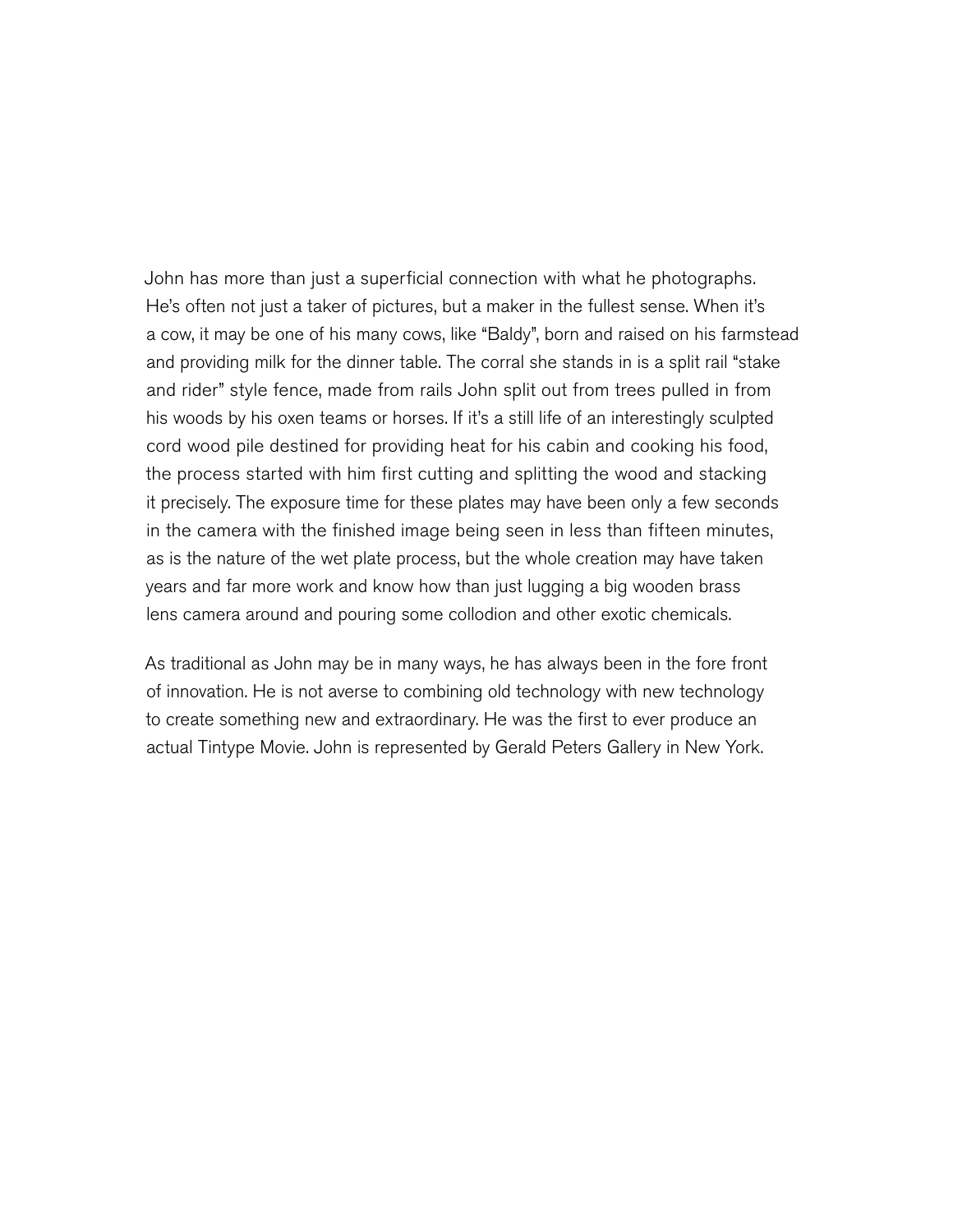John has more than just a superficial connection with what he photographs. He's often not just a taker of pictures, but a maker in the fullest sense. When it's a cow, it may be one of his many cows, like "Baldy", born and raised on his farmstead and providing milk for the dinner table. The corral she stands in is a split rail "stake and rider" style fence, made from rails John split out from trees pulled in from his woods by his oxen teams or horses. If it's a still life of an interestingly sculpted cord wood pile destined for providing heat for his cabin and cooking his food, the process started with him first cutting and splitting the wood and stacking it precisely. The exposure time for these plates may have been only a few seconds in the camera with the finished image being seen in less than fifteen minutes, as is the nature of the wet plate process, but the whole creation may have taken years and far more work and know how than just lugging a big wooden brass lens camera around and pouring some collodion and other exotic chemicals.

As traditional as John may be in many ways, he has always been in the fore front of innovation. He is not averse to combining old technology with new technology to create something new and extraordinary. He was the first to ever produce an actual Tintype Movie. John is represented by Gerald Peters Gallery in New York.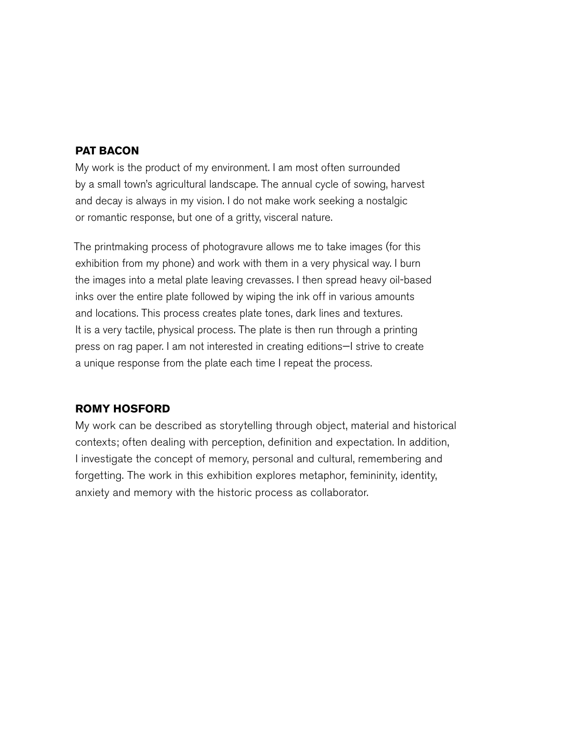## PAT BACON

My work is the product of my environment. I am most often surrounded by a small town's agricultural landscape. The annual cycle of sowing, harvest and decay is always in my vision. I do not make work seeking a nostalgic or romantic response, but one of a gritty, visceral nature.

The printmaking process of photogravure allows me to take images (for this exhibition from my phone) and work with them in a very physical way. I burn the images into a metal plate leaving crevasses. I then spread heavy oil-based inks over the entire plate followed by wiping the ink off in various amounts and locations. This process creates plate tones, dark lines and textures. It is a very tactile, physical process. The plate is then run through a printing press on rag paper. I am not interested in creating editions—I strive to create a unique response from the plate each time I repeat the process.

## ROMY HOSFORD

My work can be described as storytelling through object, material and historical contexts; often dealing with perception, definition and expectation. In addition, I investigate the concept of memory, personal and cultural, remembering and forgetting. The work in this exhibition explores metaphor, femininity, identity, anxiety and memory with the historic process as collaborator.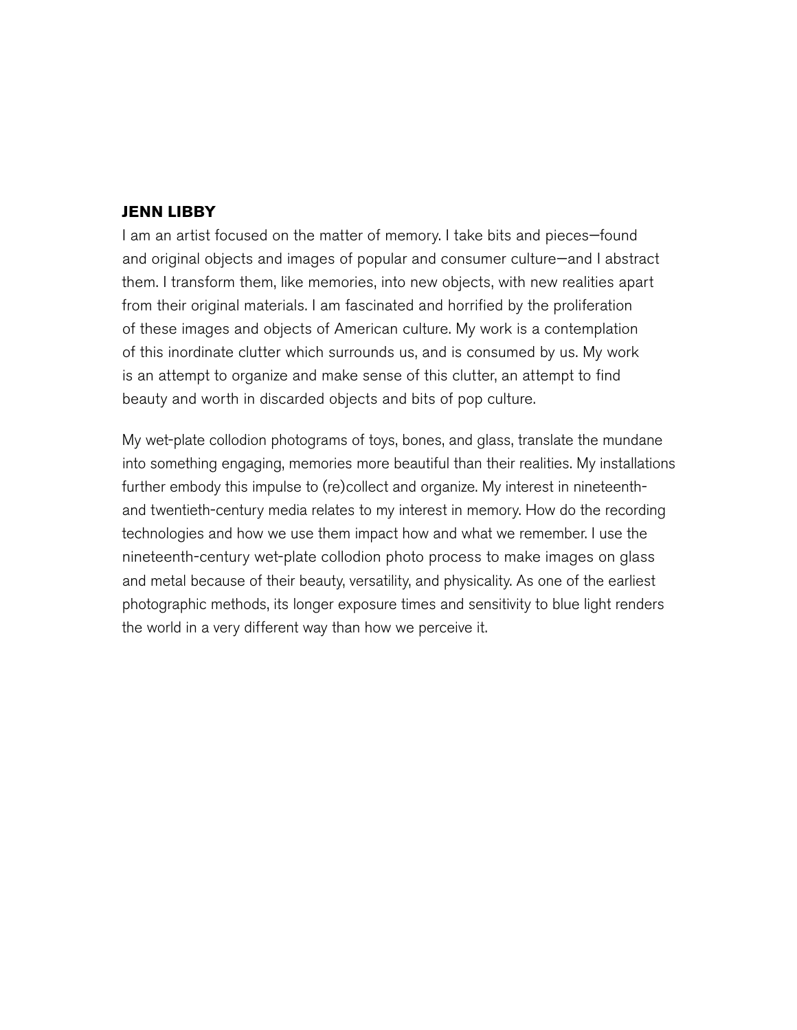**JENN LIBBY**

I am an artist focused on the matter of memory. I take bits and pieces—found and original objects and images of popular and consumer culture—and I abstract them. I transform them, like memories, into new objects, with new realities apart from their original materials. I am fascinated and horrified by the proliferation of these images and objects of American culture. My work is a contemplation of this inordinate clutter which surrounds us, and is consumed by us. My work is an attempt to organize and make sense of this clutter, an attempt to find beauty and worth in discarded objects and bits of pop culture.

My wet-plate collodion photograms of toys, bones, and glass, translate the mundane into something engaging, memories more beautiful than their realities. My installations further embody this impulse to (re)collect and organize. My interest in nineteenth- and twentieth-century media relates to my interest in memory. How do the recording technologies and how we use them impact how and what we remember. I use the nineteenth-century wet-plate collodion photo process to make images on glass and metal because of their beauty, versatility, and physicality. As one of the earliest photographic methods, its longer exposure times and sensitivity to blue light renders the world in a very different way than how we perceive it.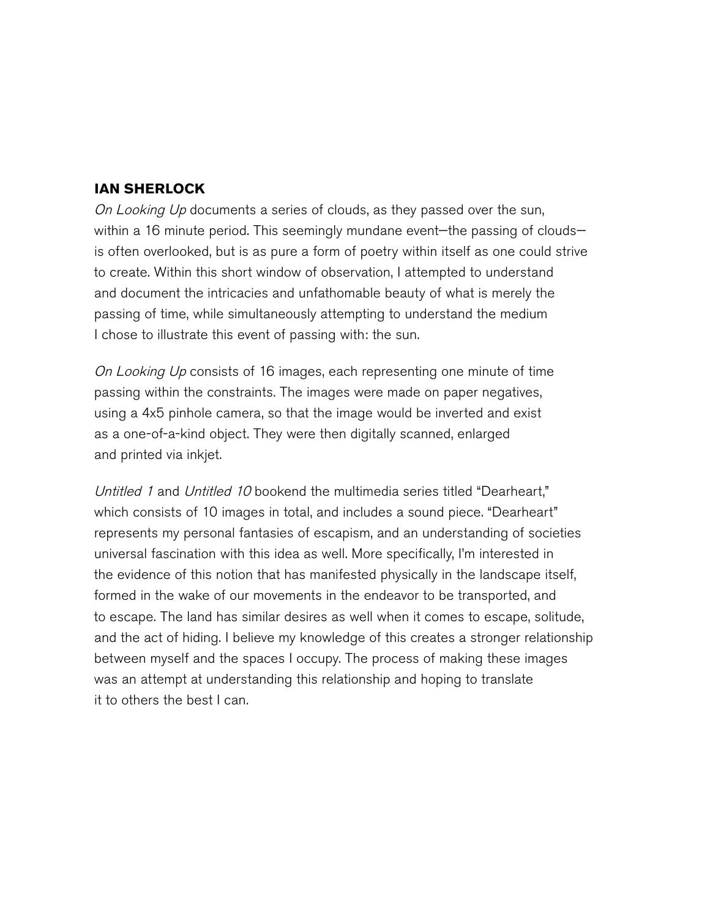**IAN SHERLOCK**

*On Looking Up* documents a series of clouds, as they passed over the sun, within a 16 minute period. This seemingly mundane event—the passing of clouds—is often overlooked, but is as pure a form of poetry within itself as one could strive to create. Within this short window of observation, I attempted to understand and document the intricacies and unfathomable beauty of what is merely the passing of time, while simultaneously attempting to understand the medium I chose to illustrate this event of passing with: the sun.

*On Looking Up* consists of 16 images, each representing one minute of time passing within the constraints. The images were made on paper negatives, using a 4x5 pinhole camera, so that the image would be inverted and exist as a one-of-a-kind object. They were then digitally scanned, enlarged and printed via inkjet.

*Untitled 1* and *Untitled 10* bookend the multimedia series titled "Dearheart," which consists of 10 images in total, and includes a sound piece. "Dearheart" represents my personal fantasies of escapism, and an understanding of societies universal fascination with this idea as well. More specifically, I'm interested in the evidence of this notion that has manifested physically in the landscape itself, formed in the wake of our movements in the endeavor to be transported, and to escape. The land has similar desires as well when it comes to escape, solitude, and the act of hiding. I believe my knowledge of this creates a stronger relationship between myself and the spaces I occupy. The process of making these images was an attempt at understanding this relationship and hoping to translate it to others the best I can.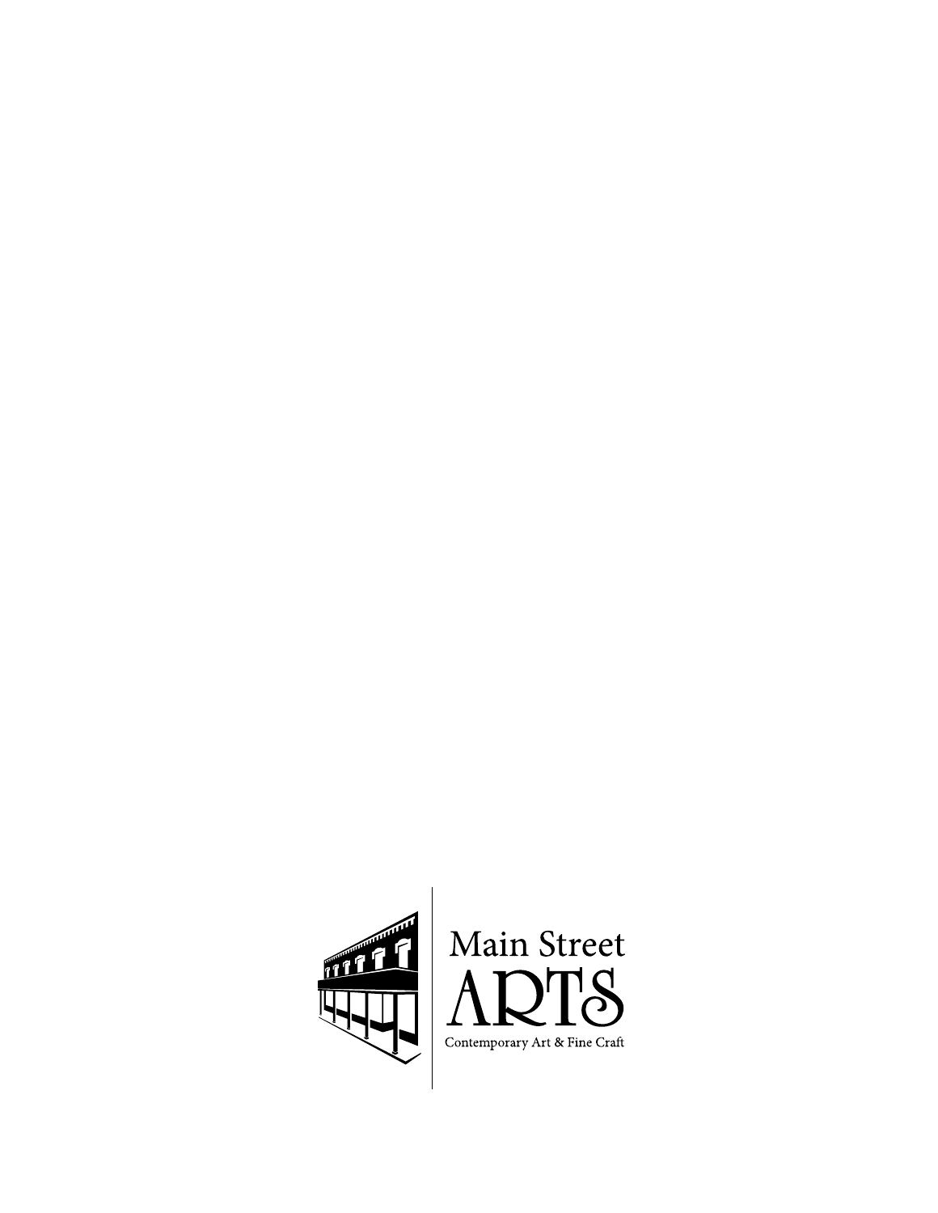Main Street
ARTS
Contemporary Art & Fine Craft